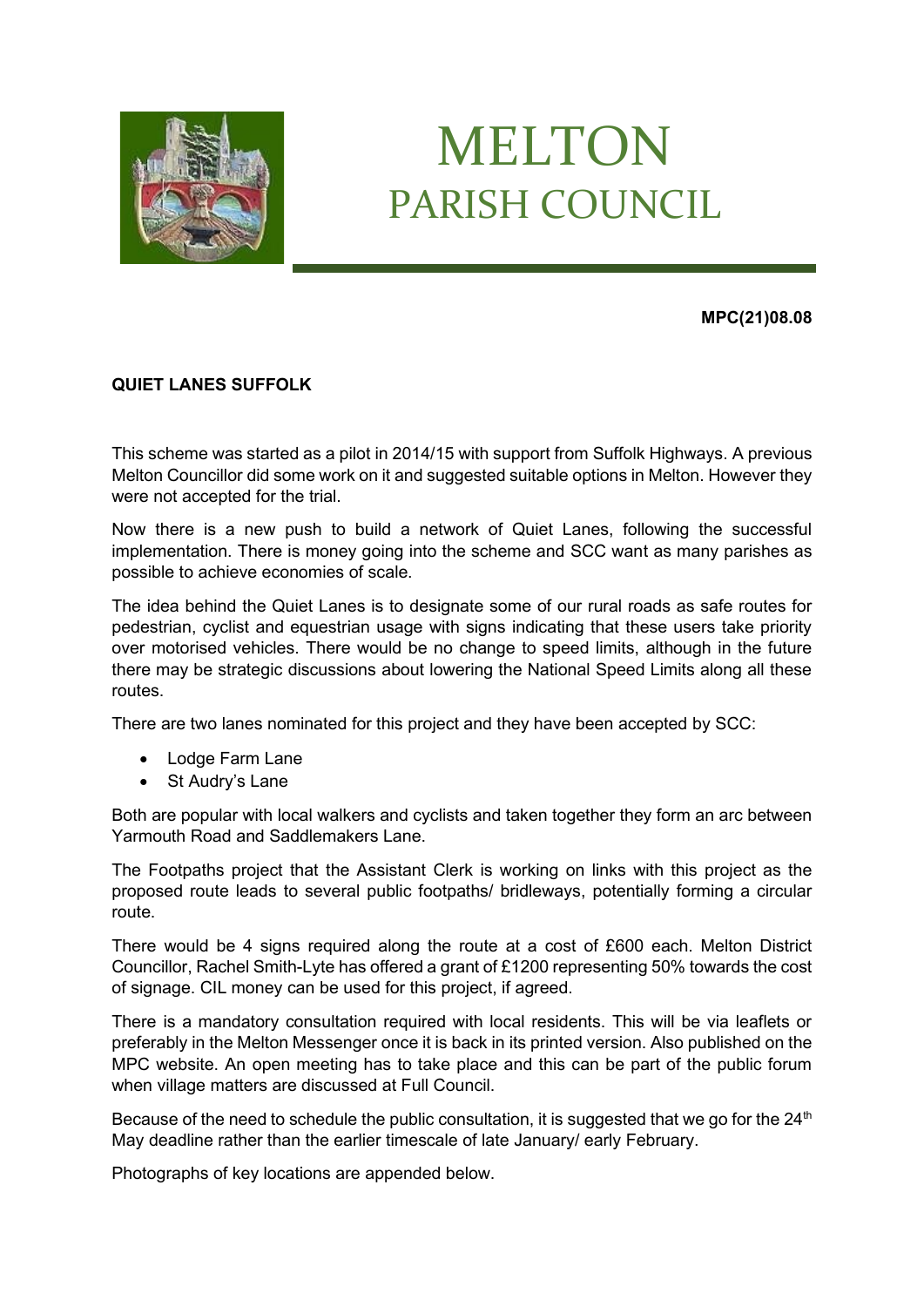# MELTON PARISH COUNCIL

**MPC(21)08.08**

**QUIET LANES SUFFOLK**

This scheme was started as a pilot in 2014/15 with support from Suffolk Highways. A previous Melton Councillor did some work on it and suggested suitable options in Melton. However they were not accepted for the trial.

Now there is a new push to build a network of Quiet Lanes, following the successful implementation. There is money going into the scheme and SCC want as many parishes as possible to achieve economies of scale.

The idea behind the Quiet Lanes is to designate some of our rural roads as safe routes for pedestrian, cyclist and equestrian usage with signs indicating that these users take priority over motorised vehicles. There would be no change to speed limits, although in the future there may be strategic discussions about lowering the National Speed Limits along all these routes.

There are two lanes nominated for this project and they have been accepted by SCC:

- Lodge Farm Lane
- St Audry's Lane

Both are popular with local walkers and cyclists and taken together they form an arc between Yarmouth Road and Saddlemakers Lane.

The Footpaths project that the Assistant Clerk is working on links with this project as the proposed route leads to several public footpaths/ bridleways, potentially forming a circular route.

There would be 4 signs required along the route at a cost of £600 each. Melton District Councillor, Rachel Smith-Lyte has offered a grant of £1200 representing 50% towards the cost of signage. CIL money can be used for this project, if agreed.

There is a mandatory consultation required with local residents. This will be via leaflets or preferably in the Melton Messenger once it is back in its printed version. Also published on the MPC website. An open meeting has to take place and this can be part of the public forum when village matters are discussed at Full Council.

Because of the need to schedule the public consultation, it is suggested that we go for the 24th May deadline rather than the earlier timescale of late January/ early February.

Photographs of key locations are appended below.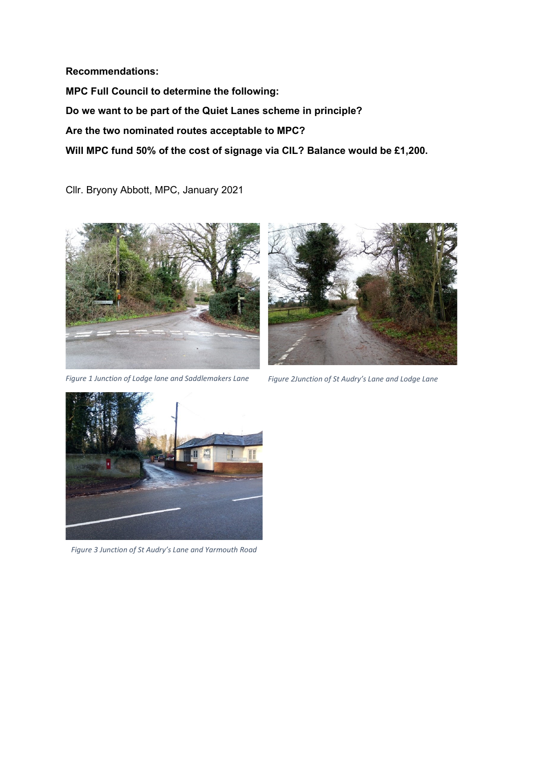**Recommendations:**

**MPC Full Council to determine the following:**

**Do we want to be part of the Quiet Lanes scheme in principle?**

**Are the two nominated routes acceptable to MPC?**

**Will MPC fund 50% of the cost of signage via CIL? Balance would be £1,200.**

Cllr. Bryony Abbott, MPC, January 2021

*Figure 1 Junction of Lodge lane and Saddlemakers Lane*

*Figure 2Junction of St Audry's Lane and Lodge Lane*

*Figure 3 Junction of St Audry's Lane and Yarmouth Road*